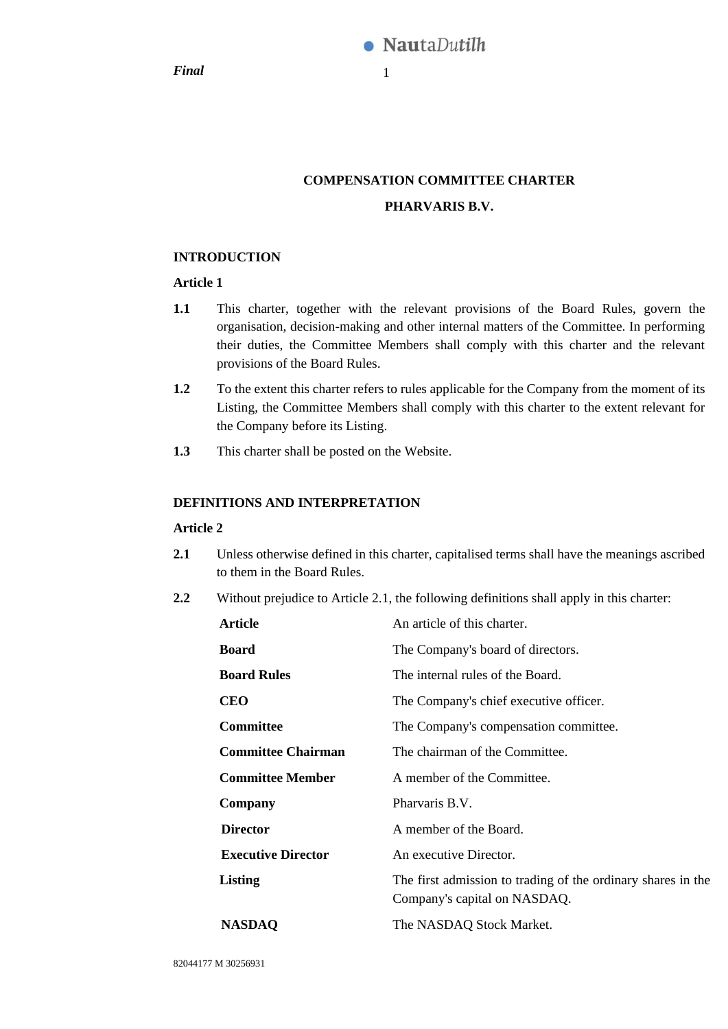# COMPENSATION COMMITTEE CHARTER

# PHARVARIS B.V.

## INTRODUCTION

### Article 1

**1.1** This charter, together with the relevant provisions of the Board Rules, govern the organisation, decision-making and other internal matters of the Committee. In performing their duties, the Committee Members shall comply with this charter and the relevant provisions of the Board Rules.

**1.2** To the extent this charter refers to rules applicable for the Company from the moment of its Listing, the Committee Members shall comply with this charter to the extent relevant for the Company before its Listing.

**1.3** This charter shall be posted on the Website.

## DEFINITIONS AND INTERPRETATION

### Article 2

**2.1** Unless otherwise defined in this charter, capitalised terms shall have the meanings ascribed to them in the Board Rules.

**2.2** Without prejudice to Article 2.1, the following definitions shall apply in this charter:

| | |
|---|---|
| **Article** | An article of this charter. |
| **Board** | The Company's board of directors. |
| **Board Rules** | The internal rules of the Board. |
| **CEO** | The Company's chief executive officer. |
| **Committee** | The Company's compensation committee. |
| **Committee Chairman** | The chairman of the Committee. |
| **Committee Member** | A member of the Committee. |
| **Company** | Pharvaris B.V. |
| **Director** | A member of the Board. |
| **Executive Director** | An executive Director. |
| **Listing** | The first admission to trading of the ordinary shares in the Company's capital on NASDAQ. |
| **NASDAQ** | The NASDAQ Stock Market. |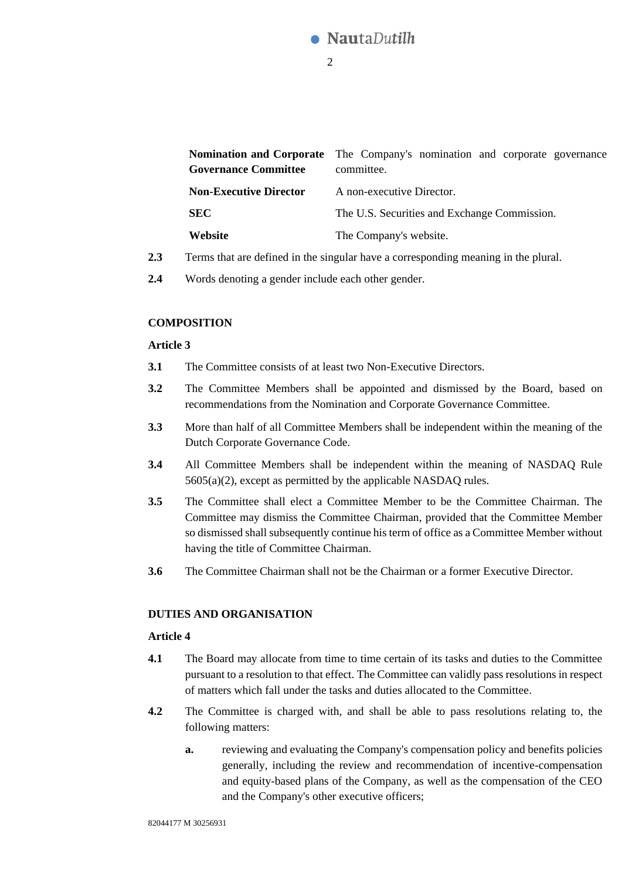| | |
|---|---|
| **Nomination and Corporate Governance Committee** | The Company's nomination and corporate governance committee. |
| **Non-Executive Director** | A non-executive Director. |
| **SEC** | The U.S. Securities and Exchange Commission. |
| **Website** | The Company's website. |

**2.3** Terms that are defined in the singular have a corresponding meaning in the plural.

**2.4** Words denoting a gender include each other gender.

**COMPOSITION**

**Article 3**

**3.1** The Committee consists of at least two Non-Executive Directors.

**3.2** The Committee Members shall be appointed and dismissed by the Board, based on recommendations from the Nomination and Corporate Governance Committee.

**3.3** More than half of all Committee Members shall be independent within the meaning of the Dutch Corporate Governance Code.

**3.4** All Committee Members shall be independent within the meaning of NASDAQ Rule 5605(a)(2), except as permitted by the applicable NASDAQ rules.

**3.5** The Committee shall elect a Committee Member to be the Committee Chairman. The Committee may dismiss the Committee Chairman, provided that the Committee Member so dismissed shall subsequently continue his term of office as a Committee Member without having the title of Committee Chairman.

**3.6** The Committee Chairman shall not be the Chairman or a former Executive Director.

**DUTIES AND ORGANISATION**

**Article 4**

**4.1** The Board may allocate from time to time certain of its tasks and duties to the Committee pursuant to a resolution to that effect. The Committee can validly pass resolutions in respect of matters which fall under the tasks and duties allocated to the Committee.

**4.2** The Committee is charged with, and shall be able to pass resolutions relating to, the following matters:

- **a.** reviewing and evaluating the Company's compensation policy and benefits policies generally, including the review and recommendation of incentive-compensation and equity-based plans of the Company, as well as the compensation of the CEO and the Company's other executive officers;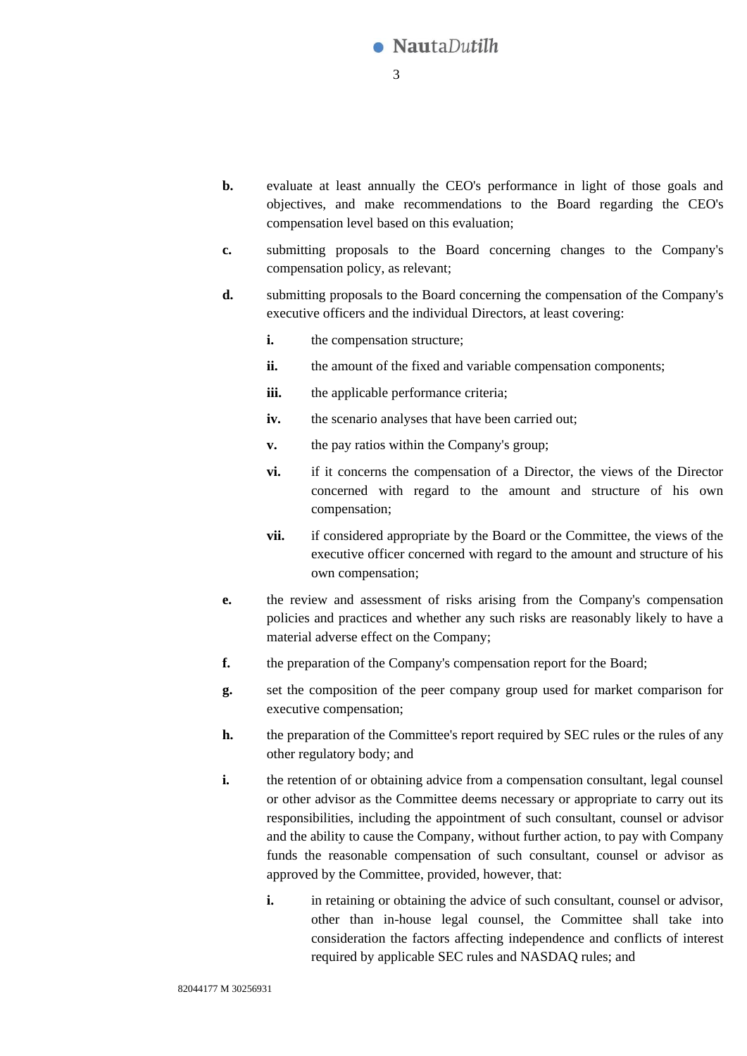**b.** evaluate at least annually the CEO's performance in light of those goals and objectives, and make recommendations to the Board regarding the CEO's compensation level based on this evaluation;

**c.** submitting proposals to the Board concerning changes to the Company's compensation policy, as relevant;

**d.** submitting proposals to the Board concerning the compensation of the Company's executive officers and the individual Directors, at least covering:

> **i.** the compensation structure;
>
> **ii.** the amount of the fixed and variable compensation components;
>
> **iii.** the applicable performance criteria;
>
> **iv.** the scenario analyses that have been carried out;
>
> **v.** the pay ratios within the Company's group;
>
> **vi.** if it concerns the compensation of a Director, the views of the Director concerned with regard to the amount and structure of his own compensation;
>
> **vii.** if considered appropriate by the Board or the Committee, the views of the executive officer concerned with regard to the amount and structure of his own compensation;

**e.** the review and assessment of risks arising from the Company's compensation policies and practices and whether any such risks are reasonably likely to have a material adverse effect on the Company;

**f.** the preparation of the Company's compensation report for the Board;

**g.** set the composition of the peer company group used for market comparison for executive compensation;

**h.** the preparation of the Committee's report required by SEC rules or the rules of any other regulatory body; and

**i.** the retention of or obtaining advice from a compensation consultant, legal counsel or other advisor as the Committee deems necessary or appropriate to carry out its responsibilities, including the appointment of such consultant, counsel or advisor and the ability to cause the Company, without further action, to pay with Company funds the reasonable compensation of such consultant, counsel or advisor as approved by the Committee, provided, however, that:

> **i.** in retaining or obtaining the advice of such consultant, counsel or advisor, other than in-house legal counsel, the Committee shall take into consideration the factors affecting independence and conflicts of interest required by applicable SEC rules and NASDAQ rules; and

82044177 M 30256931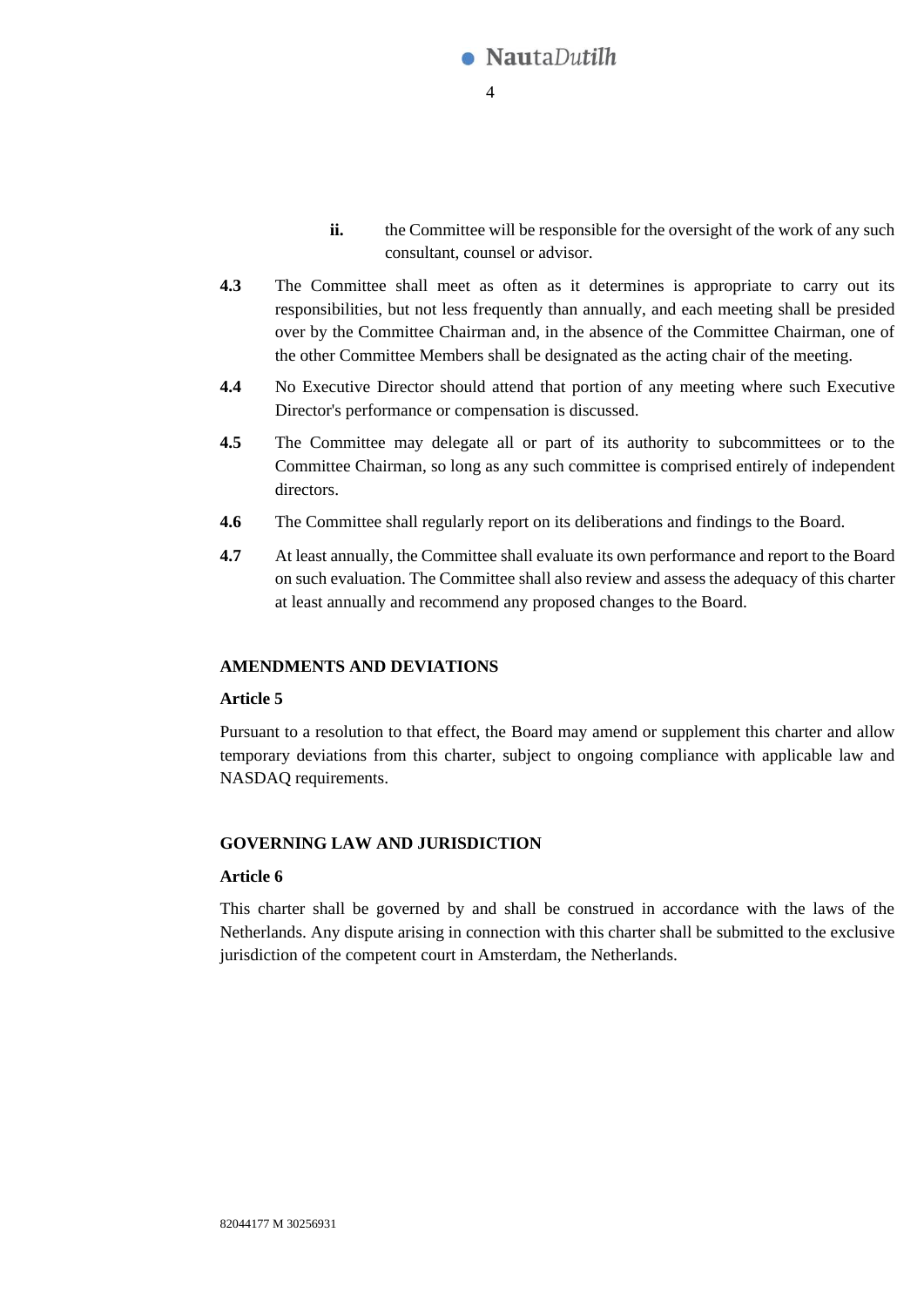ii. the Committee will be responsible for the oversight of the work of any such consultant, counsel or advisor.

**4.3** The Committee shall meet as often as it determines is appropriate to carry out its responsibilities, but not less frequently than annually, and each meeting shall be presided over by the Committee Chairman and, in the absence of the Committee Chairman, one of the other Committee Members shall be designated as the acting chair of the meeting.

**4.4** No Executive Director should attend that portion of any meeting where such Executive Director's performance or compensation is discussed.

**4.5** The Committee may delegate all or part of its authority to subcommittees or to the Committee Chairman, so long as any such committee is comprised entirely of independent directors.

**4.6** The Committee shall regularly report on its deliberations and findings to the Board.

**4.7** At least annually, the Committee shall evaluate its own performance and report to the Board on such evaluation. The Committee shall also review and assess the adequacy of this charter at least annually and recommend any proposed changes to the Board.

## AMENDMENTS AND DEVIATIONS

### Article 5

Pursuant to a resolution to that effect, the Board may amend or supplement this charter and allow temporary deviations from this charter, subject to ongoing compliance with applicable law and NASDAQ requirements.

## GOVERNING LAW AND JURISDICTION

### Article 6

This charter shall be governed by and shall be construed in accordance with the laws of the Netherlands. Any dispute arising in connection with this charter shall be submitted to the exclusive jurisdiction of the competent court in Amsterdam, the Netherlands.

82044177 M 30256931